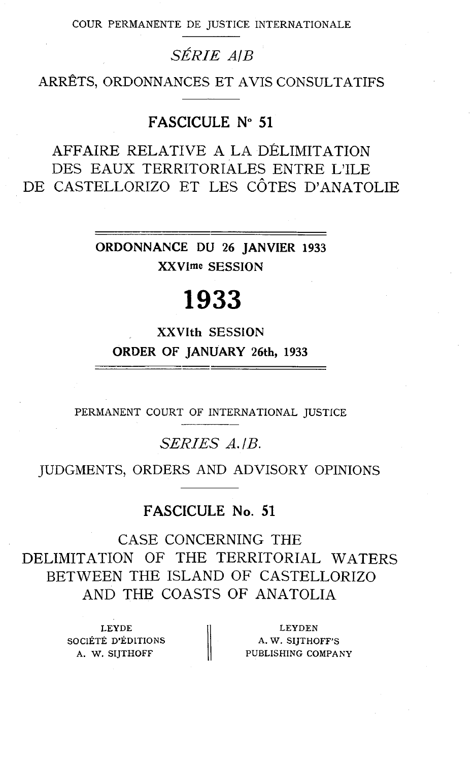COUR PERMANENTE DE JUSTICE INTERNATIONALE

*SÉRIE A/B*

ARRÊTS, ORDONNANCES ET AVIS CONSULTATIFS

**FASCICULE N° 51**

# AFFAIRE RELATIVE A LA DÉLIMITATION DES EAUX TERRITORIALES ENTRE L'ILE DE CASTELLORIZO ET LES CÔTES D'ANATOLIE

**ORDONNANCE DU 26 JANVIER 1933**

**XXVIme SESSION**

# 1933

**XXVIth SESSION**

**ORDER OF JANUARY 26th, 1933**

PERMANENT COURT OF INTERNATIONAL JUSTICE

*SERIES A./B.*

JUDGMENTS, ORDERS AND ADVISORY OPINIONS

**FASCICULE No. 51**

# CASE CONCERNING THE DELIMITATION OF THE TERRITORIAL WATERS BETWEEN THE ISLAND OF CASTELLORIZO AND THE COASTS OF ANATOLIA

| LEYDE | LEYDEN |
|---|---|
| SOCIÉTÉ D'ÉDITIONS | A. W. SIJTHOFF'S |
| A. W. SIJTHOFF | PUBLISHING COMPANY |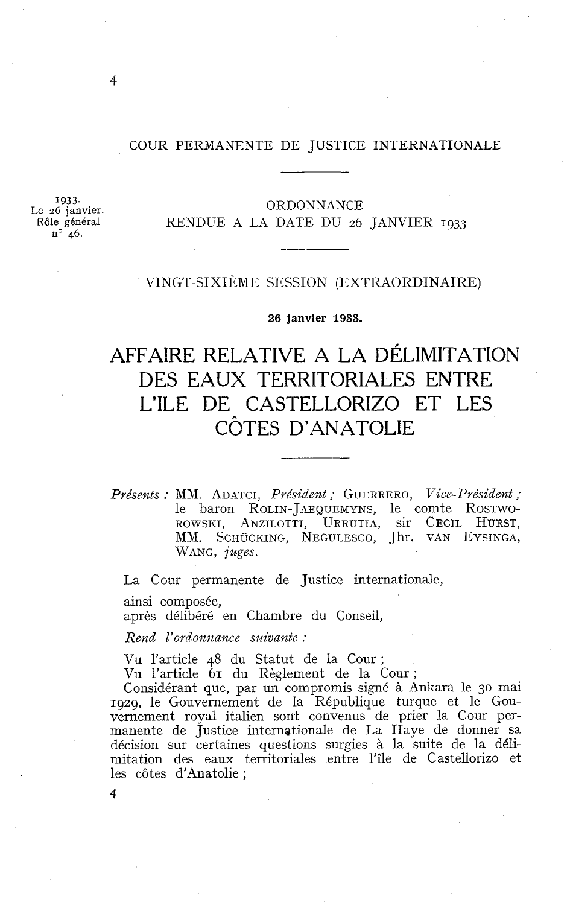COUR PERMANENTE DE JUSTICE INTERNATIONALE

1933.
Le 26 janvier.
Rôle général n° 46.

ORDONNANCE
RENDUE A LA DATE DU 26 JANVIER 1933

VINGT-SIXIÈME SESSION (EXTRAORDINAIRE)

**26 janvier 1933.**

# AFFAIRE RELATIVE A LA DÉLIMITATION DES EAUX TERRITORIALES ENTRE L'ILE DE CASTELLORIZO ET LES CÔTES D'ANATOLIE

*Présents :* MM. ADATCI, *Président ;* GUERRERO, *Vice-Président ;* le baron ROLIN-JAEQUEMYNS, le comte ROSTWOROWSKI, ANZILOTTI, URRUTIA, sir CECIL HURST, MM. SCHÜCKING, NEGULESCO, Jhr. VAN EYSINGA, WANG, *juges.*

La Cour permanente de Justice internationale,

ainsi composée,
après délibéré en Chambre du Conseil,

*Rend l'ordonnance suivante :*

Vu l'article 48 du Statut de la Cour ;
Vu l'article 61 du Règlement de la Cour ;
Considérant que, par un compromis signé à Ankara le 30 mai 1929, le Gouvernement de la République turque et le Gouvernement royal italien sont convenus de prier la Cour permanente de Justice internationale de La Haye de donner sa décision sur certaines questions surgies à la suite de la délimitation des eaux territoriales entre l'île de Castellorizo et les côtes d'Anatolie ;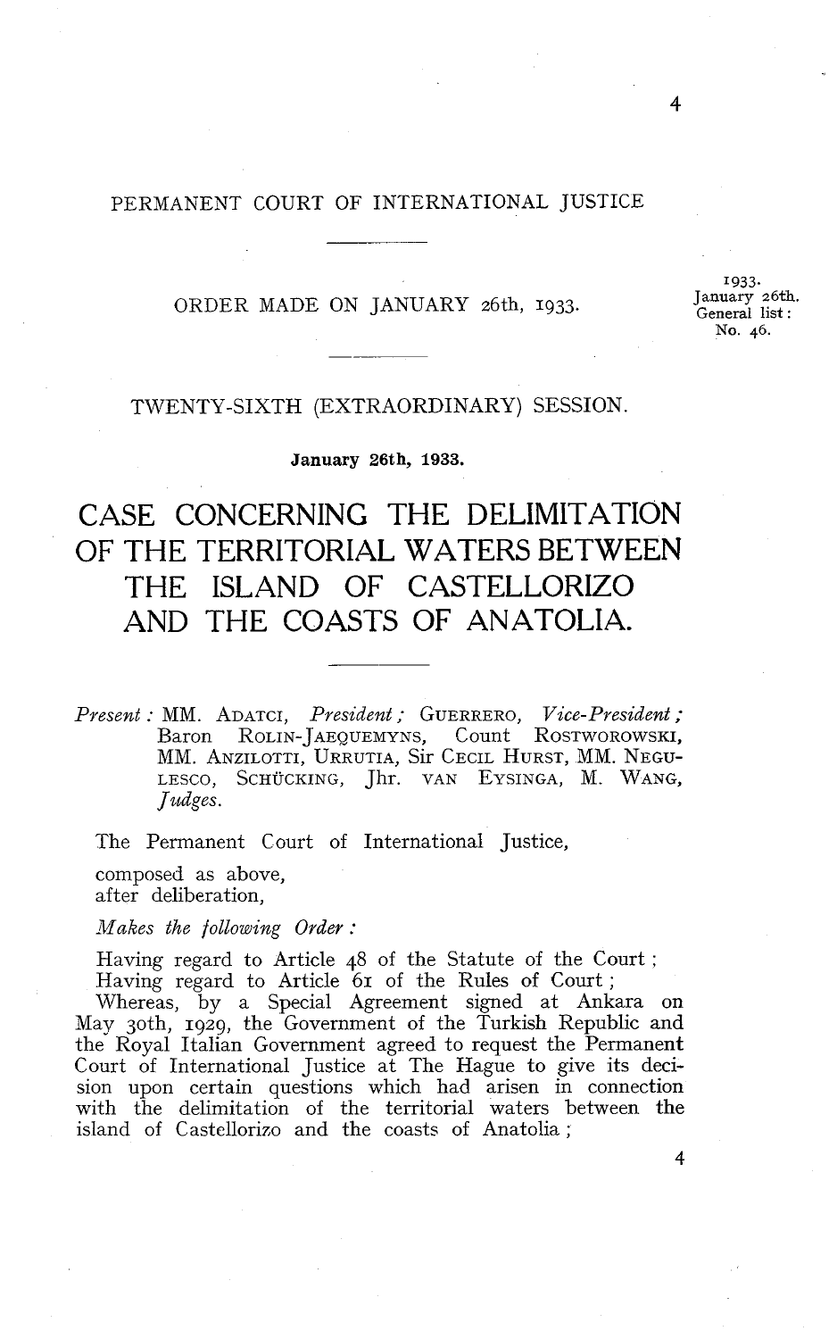PERMANENT COURT OF INTERNATIONAL JUSTICE

ORDER MADE ON JANUARY 26th, 1933.

1933.
January 26th.
General list:
No. 46.

TWENTY-SIXTH (EXTRAORDINARY) SESSION.

**January 26th, 1933.**

# CASE CONCERNING THE DELIMITATION OF THE TERRITORIAL WATERS BETWEEN THE ISLAND OF CASTELLORIZO AND THE COASTS OF ANATOLIA.

*Present:* MM. ADATCI, *President;* GUERRERO, *Vice-President;* Baron ROLIN-JAEQUEMYNS, Count ROSTWOROWSKI, MM. ANZILOTTI, URRUTIA, Sir CECIL HURST, MM. NEGULESCO, SCHÜCKING, Jhr. VAN EYSINGA, M. WANG, *Judges.*

The Permanent Court of International Justice,

composed as above,
after deliberation,

*Makes the following Order:*

Having regard to Article 48 of the Statute of the Court;
Having regard to Article 61 of the Rules of Court;
Whereas, by a Special Agreement signed at Ankara on May 30th, 1929, the Government of the Turkish Republic and the Royal Italian Government agreed to request the Permanent Court of International Justice at The Hague to give its decision upon certain questions which had arisen in connection with the delimitation of the territorial waters between the island of Castellorizo and the coasts of Anatolia;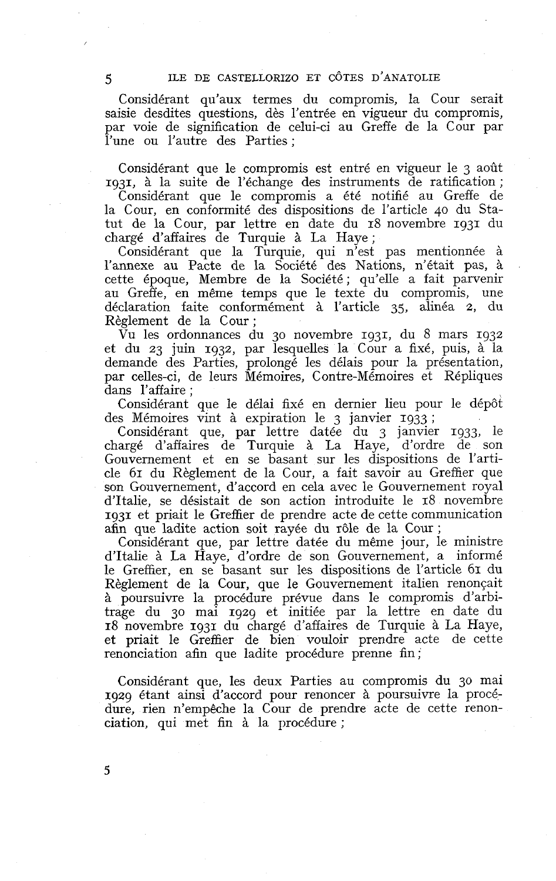Considérant qu'aux termes du compromis, la Cour serait saisie desdites questions, dès l'entrée en vigueur du compromis, par voie de signification de celui-ci au Greffe de la Cour par l'une ou l'autre des Parties ;

Considérant que le compromis est entré en vigueur le 3 août 1931, à la suite de l'échange des instruments de ratification ;

Considérant que le compromis a été notifié au Greffe de la Cour, en conformité des dispositions de l'article 40 du Statut de la Cour, par lettre en date du 18 novembre 1931 du chargé d'affaires de Turquie à La Haye ;

Considérant que la Turquie, qui n'est pas mentionnée à l'annexe au Pacte de la Société des Nations, n'était pas, à cette époque, Membre de la Société ; qu'elle a fait parvenir au Greffe, en même temps que le texte du compromis, une déclaration faite conformément à l'article 35, alinéa 2, du Règlement de la Cour ;

Vu les ordonnances du 30 novembre 1931, du 8 mars 1932 et du 23 juin 1932, par lesquelles la Cour a fixé, puis, à la demande des Parties, prolongé les délais pour la présentation, par celles-ci, de leurs Mémoires, Contre-Mémoires et Répliques dans l'affaire ;

Considérant que le délai fixé en dernier lieu pour le dépôt des Mémoires vint à expiration le 3 janvier 1933 ;

Considérant que, par lettre datée du 3 janvier 1933, le chargé d'affaires de Turquie à La Haye, d'ordre de son Gouvernement et en se basant sur les dispositions de l'article 61 du Règlement de la Cour, a fait savoir au Greffier que son Gouvernement, d'accord en cela avec le Gouvernement royal d'Italie, se désistait de son action introduite le 18 novembre 1931 et priait le Greffier de prendre acte de cette communication afin que ladite action soit rayée du rôle de la Cour ;

Considérant que, par lettre datée du même jour, le ministre d'Italie à La Haye, d'ordre de son Gouvernement, a informé le Greffier, en se basant sur les dispositions de l'article 61 du Règlement de la Cour, que le Gouvernement italien renonçait à poursuivre la procédure prévue dans le compromis d'arbitrage du 30 mai 1929 et initiée par la lettre en date du 18 novembre 1931 du chargé d'affaires de Turquie à La Haye, et priait le Greffier de bien vouloir prendre acte de cette renonciation afin que ladite procédure prenne fin ;

Considérant que, les deux Parties au compromis du 30 mai 1929 étant ainsi d'accord pour renoncer à poursuivre la procédure, rien n'empêche la Cour de prendre acte de cette renonciation, qui met fin à la procédure ;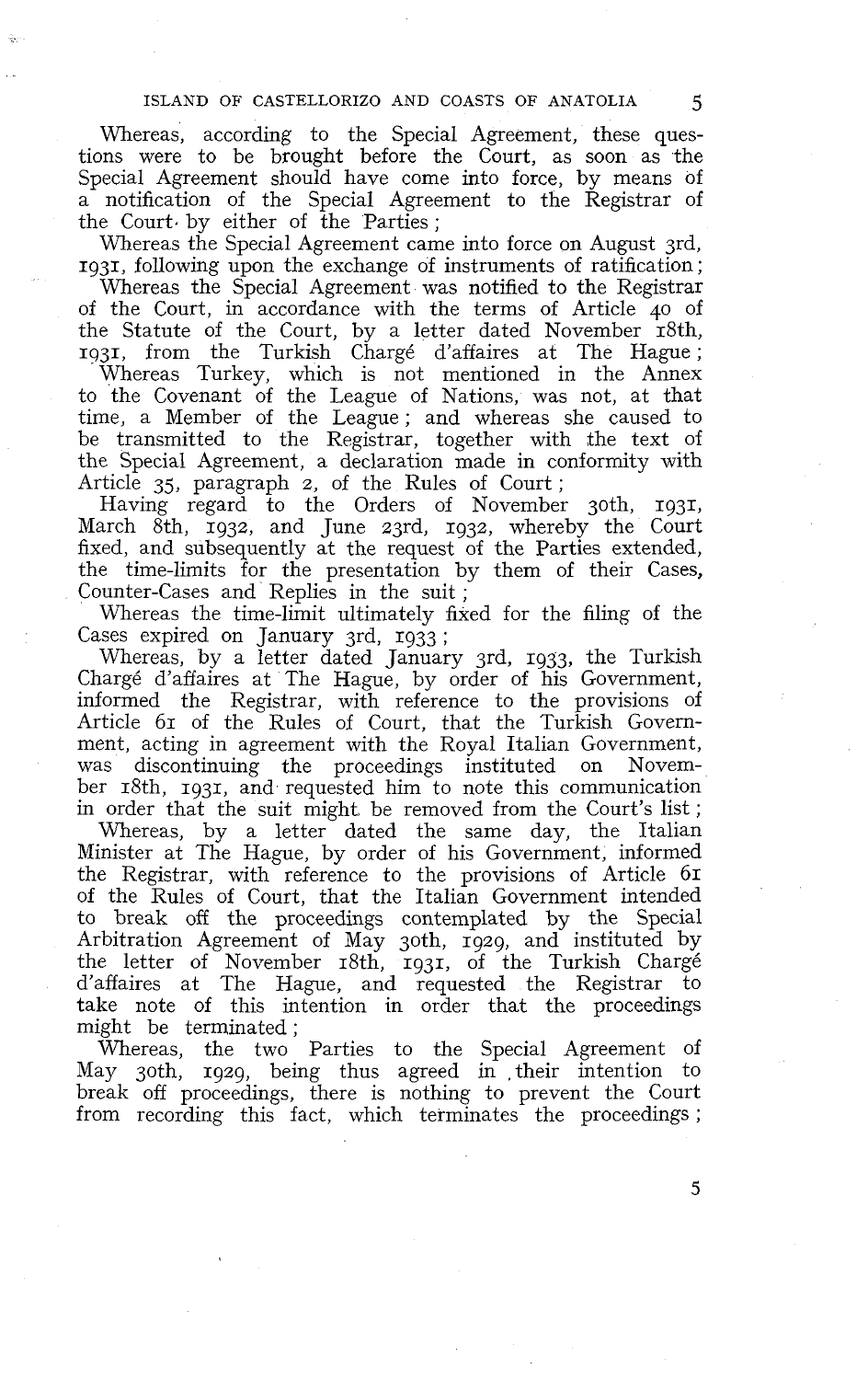Whereas, according to the Special Agreement, these questions were to be brought before the Court, as soon as the Special Agreement should have come into force, by means of a notification of the Special Agreement to the Registrar of the Court by either of the Parties;

Whereas the Special Agreement came into force on August 3rd, 1931, following upon the exchange of instruments of ratification;

Whereas the Special Agreement was notified to the Registrar of the Court, in accordance with the terms of Article 40 of the Statute of the Court, by a letter dated November 18th, 1931, from the Turkish Chargé d'affaires at The Hague;

Whereas Turkey, which is not mentioned in the Annex to the Covenant of the League of Nations, was not, at that time, a Member of the League; and whereas she caused to be transmitted to the Registrar, together with the text of the Special Agreement, a declaration made in conformity with Article 35, paragraph 2, of the Rules of Court;

Having regard to the Orders of November 30th, 1931, March 8th, 1932, and June 23rd, 1932, whereby the Court fixed, and subsequently at the request of the Parties extended, the time-limits for the presentation by them of their Cases, Counter-Cases and Replies in the suit;

Whereas the time-limit ultimately fixed for the filing of the Cases expired on January 3rd, 1933;

Whereas, by a letter dated January 3rd, 1933, the Turkish Chargé d'affaires at The Hague, by order of his Government, informed the Registrar, with reference to the provisions of Article 61 of the Rules of Court, that the Turkish Government, acting in agreement with the Royal Italian Government, was discontinuing the proceedings instituted on November 18th, 1931, and requested him to note this communication in order that the suit might be removed from the Court's list;

Whereas, by a letter dated the same day, the Italian Minister at The Hague, by order of his Government, informed the Registrar, with reference to the provisions of Article 61 of the Rules of Court, that the Italian Government intended to break off the proceedings contemplated by the Special Arbitration Agreement of May 30th, 1929, and instituted by the letter of November 18th, 1931, of the Turkish Chargé d'affaires at The Hague, and requested the Registrar to take note of this intention in order that the proceedings might be terminated;

Whereas, the two Parties to the Special Agreement of May 30th, 1929, being thus agreed in their intention to break off proceedings, there is nothing to prevent the Court from recording this fact, which terminates the proceedings;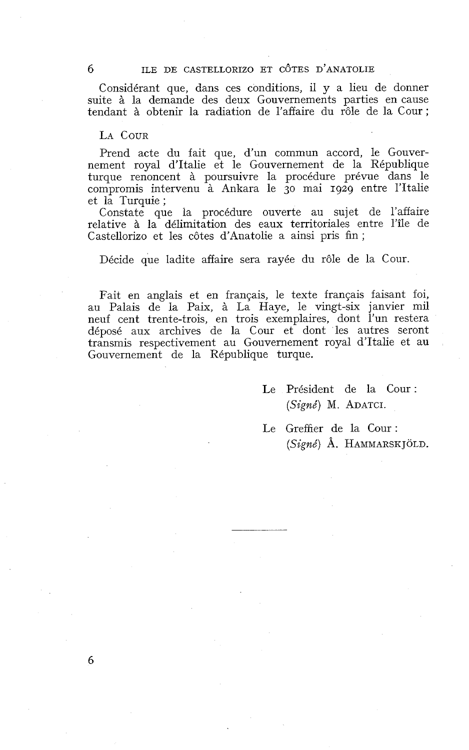Considérant que, dans ces conditions, il y a lieu de donner suite à la demande des deux Gouvernements parties en cause tendant à obtenir la radiation de l'affaire du rôle de la Cour ;

LA COUR

Prend acte du fait que, d'un commun accord, le Gouvernement royal d'Italie et le Gouvernement de la République turque renoncent à poursuivre la procédure prévue dans le compromis intervenu à Ankara le 30 mai 1929 entre l'Italie et la Turquie ;

Constate que la procédure ouverte au sujet de l'affaire relative à la délimitation des eaux territoriales entre l'île de Castellorizo et les côtes d'Anatolie a ainsi pris fin ;

Décide que ladite affaire sera rayée du rôle de la Cour.

Fait en anglais et en français, le texte français faisant foi, au Palais de la Paix, à La Haye, le vingt-six janvier mil neuf cent trente-trois, en trois exemplaires, dont l'un restera déposé aux archives de la Cour et dont les autres seront transmis respectivement au Gouvernement royal d'Italie et au Gouvernement de la République turque.

Le Président de la Cour :
(*Signé*) M. ADATCI.

Le Greffier de la Cour :
(*Signé*) Å. HAMMARSKJÖLD.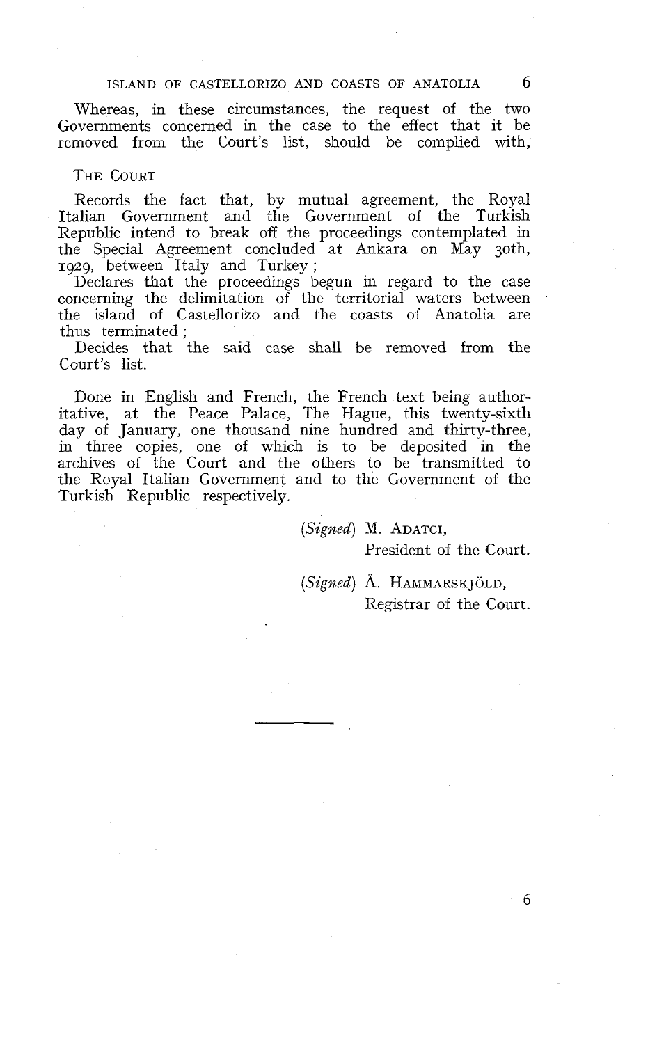Whereas, in these circumstances, the request of the two Governments concerned in the case to the effect that it be removed from the Court's list, should be complied with,

THE COURT

Records the fact that, by mutual agreement, the Royal Italian Government and the Government of the Turkish Republic intend to break off the proceedings contemplated in the Special Agreement concluded at Ankara on May 30th, 1929, between Italy and Turkey;

Declares that the proceedings begun in regard to the case concerning the delimitation of the territorial waters between the island of Castellorizo and the coasts of Anatolia are thus terminated;

Decides that the said case shall be removed from the Court's list.

Done in English and French, the French text being authoritative, at the Peace Palace, The Hague, this twenty-sixth day of January, one thousand nine hundred and thirty-three, in three copies, one of which is to be deposited in the archives of the Court and the others to be transmitted to the Royal Italian Government and to the Government of the Turkish Republic respectively.

(*Signed*) M. ADATCI,
President of the Court.

(*Signed*) Å. HAMMARSKJÖLD,
Registrar of the Court.